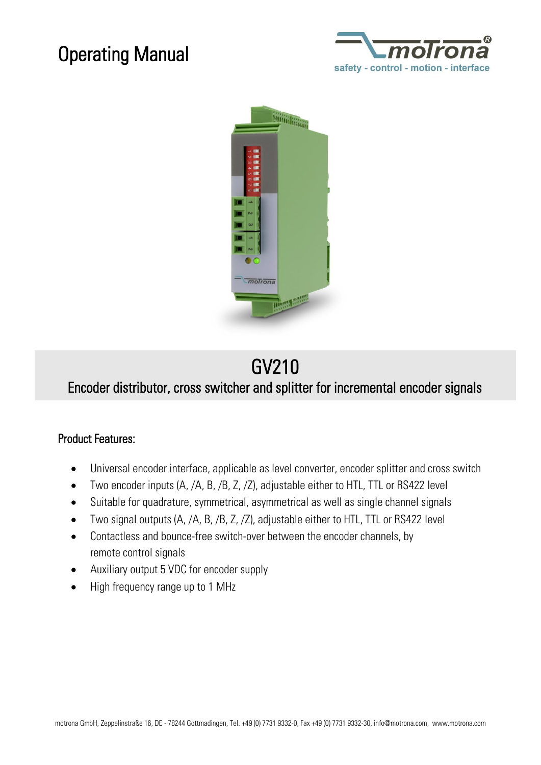# Operating Manual

motrona

safety - control - motion - interface

# GV210

## Encoder distributor, cross switcher and splitter for incremental encoder signals

### Product Features:

- Universal encoder interface, applicable as level converter, encoder splitter and cross switch
- Two encoder inputs (A, /A, B, /B, Z, /Z), adjustable either to HTL, TTL or RS422 level
- Suitable for quadrature, symmetrical, asymmetrical as well as single channel signals
- Two signal outputs (A, /A, B, /B, Z, /Z), adjustable either to HTL, TTL or RS422 level
- Contactless and bounce-free switch-over between the encoder channels, by remote control signals
- Auxiliary output 5 VDC for encoder supply
- High frequency range up to 1 MHz

motrona GmbH, Zeppelinstraße 16, DE - 78244 Gottmadingen, Tel. +49 (0) 7731 9332-0, Fax +49 (0) 7731 9332-30, info@motrona.com, www.motrona.com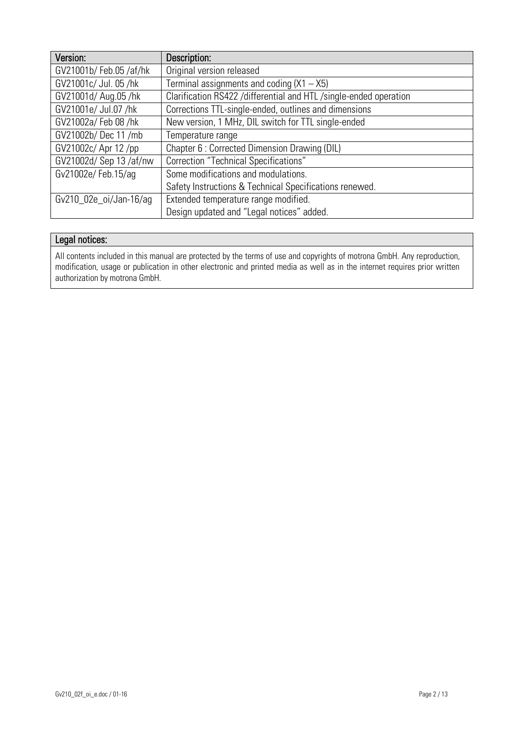| Version: | Description: |
| --- | --- |
| GV21001b/ Feb.05 /af/hk | Original version released |
| GV21001c/ Jul. 05 /hk | Terminal assignments and coding (X1 – X5) |
| GV21001d/ Aug.05 /hk | Clarification RS422 /differential and HTL /single-ended operation |
| GV21001e/ Jul.07 /hk | Corrections TTL-single-ended, outlines and dimensions |
| GV21002a/ Feb 08 /hk | New version, 1 MHz, DIL switch for TTL single-ended |
| GV21002b/ Dec 11 /mb | Temperature range |
| GV21002c/ Apr 12 /pp | Chapter 6 : Corrected Dimension Drawing (DIL) |
| GV21002d/ Sep 13 /af/nw | Correction "Technical Specifications" |
| Gv21002e/ Feb.15/ag | Some modifications and modulations.<br>Safety Instructions & Technical Specifications renewed. |
| Gv210_02e_oi/Jan-16/ag | Extended temperature range modified.<br>Design updated and "Legal notices" added. |

| Legal notices: |
| --- |
| All contents included in this manual are protected by the terms of use and copyrights of motrona GmbH. Any reproduction, modification, usage or publication in other electronic and printed media as well as in the internet requires prior written authorization by motrona GmbH. |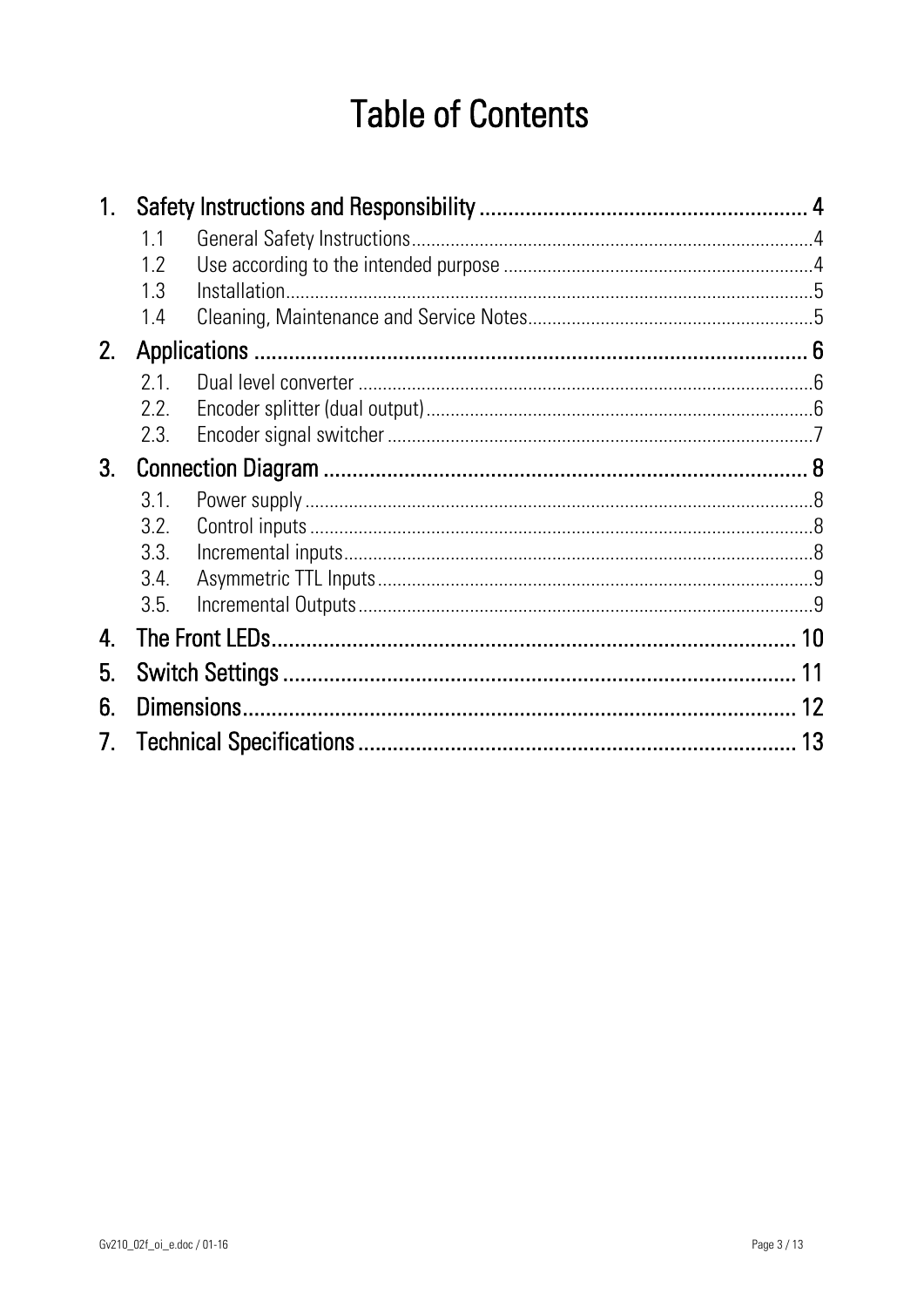# Table of Contents

1. Safety Instructions and Responsibility ........................................................ 4
   - 1.1 General Safety Instructions ........................................................ 4
   - 1.2 Use according to the intended purpose ........................................................ 4
   - 1.3 Installation ........................................................ 5
   - 1.4 Cleaning, Maintenance and Service Notes ........................................................ 5
2. Applications ........................................................ 6
   - 2.1. Dual level converter ........................................................ 6
   - 2.2. Encoder splitter (dual output) ........................................................ 6
   - 2.3. Encoder signal switcher ........................................................ 7
3. Connection Diagram ........................................................ 8
   - 3.1. Power supply ........................................................ 8
   - 3.2. Control inputs ........................................................ 8
   - 3.3. Incremental inputs ........................................................ 8
   - 3.4. Asymmetric TTL Inputs ........................................................ 9
   - 3.5. Incremental Outputs ........................................................ 9
4. The Front LEDs ........................................................ 10
5. Switch Settings ........................................................ 11
6. Dimensions ........................................................ 12
7. Technical Specifications ........................................................ 13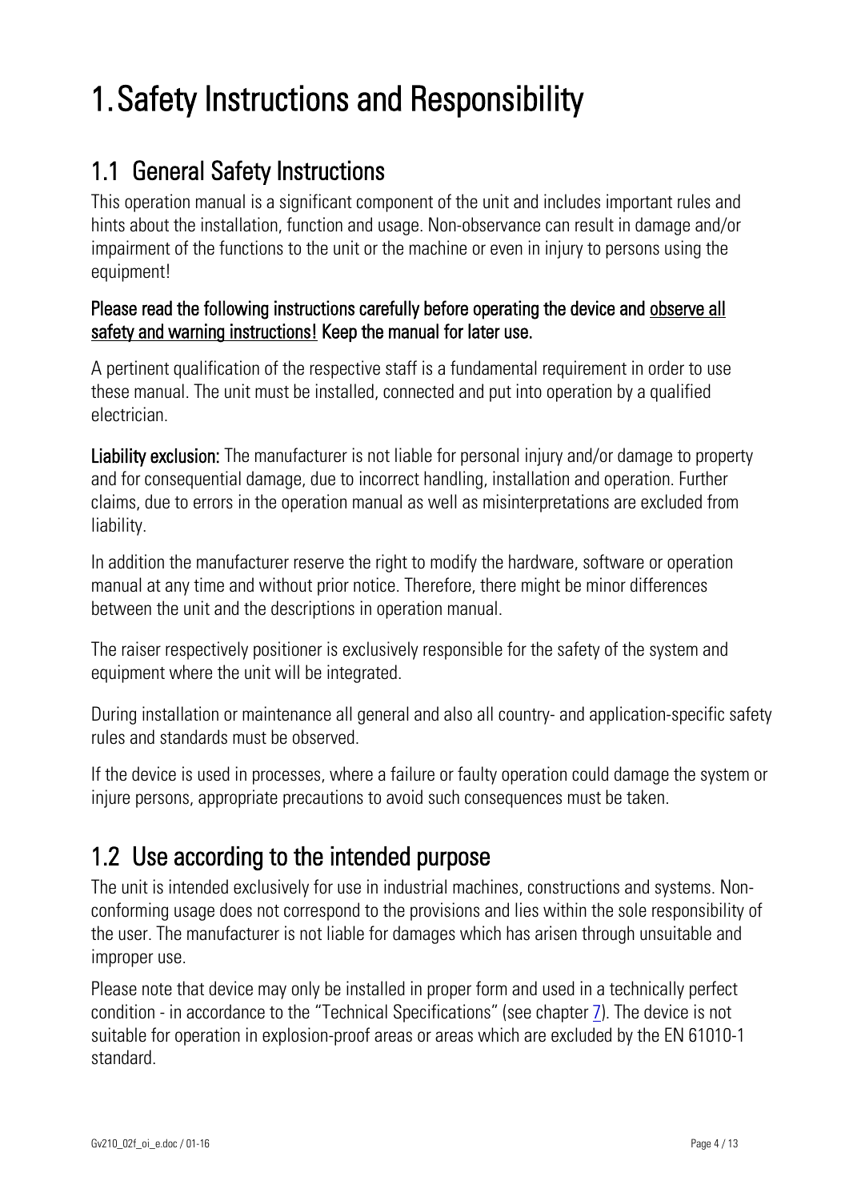# 1. Safety Instructions and Responsibility

## 1.1 General Safety Instructions

This operation manual is a significant component of the unit and includes important rules and hints about the installation, function and usage. Non-observance can result in damage and/or impairment of the functions to the unit or the machine or even in injury to persons using the equipment!

**Please read the following instructions carefully before operating the device and observe all safety and warning instructions! Keep the manual for later use.**

A pertinent qualification of the respective staff is a fundamental requirement in order to use these manual. The unit must be installed, connected and put into operation by a qualified electrician.

**Liability exclusion:** The manufacturer is not liable for personal injury and/or damage to property and for consequential damage, due to incorrect handling, installation and operation. Further claims, due to errors in the operation manual as well as misinterpretations are excluded from liability.

In addition the manufacturer reserve the right to modify the hardware, software or operation manual at any time and without prior notice. Therefore, there might be minor differences between the unit and the descriptions in operation manual.

The raiser respectively positioner is exclusively responsible for the safety of the system and equipment where the unit will be integrated.

During installation or maintenance all general and also all country- and application-specific safety rules and standards must be observed.

If the device is used in processes, where a failure or faulty operation could damage the system or injure persons, appropriate precautions to avoid such consequences must be taken.

## 1.2 Use according to the intended purpose

The unit is intended exclusively for use in industrial machines, constructions and systems. Non-conforming usage does not correspond to the provisions and lies within the sole responsibility of the user. The manufacturer is not liable for damages which has arisen through unsuitable and improper use.

Please note that device may only be installed in proper form and used in a technically perfect condition - in accordance to the "Technical Specifications" (see chapter 7). The device is not suitable for operation in explosion-proof areas or areas which are excluded by the EN 61010-1 standard.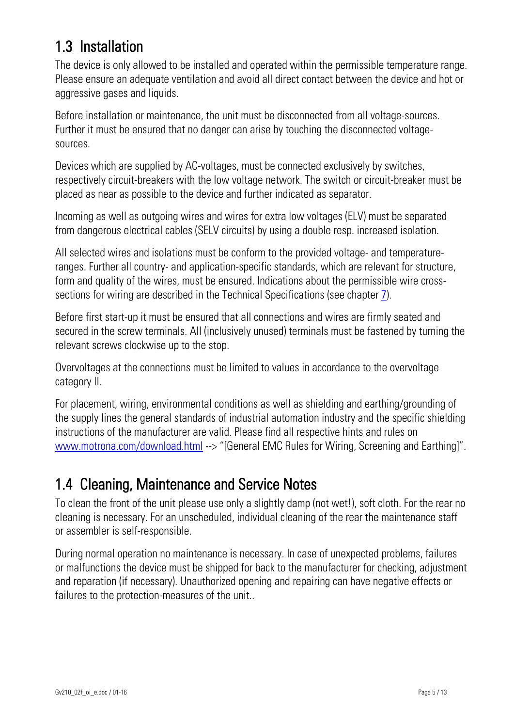## 1.3 Installation

The device is only allowed to be installed and operated within the permissible temperature range. Please ensure an adequate ventilation and avoid all direct contact between the device and hot or aggressive gases and liquids.

Before installation or maintenance, the unit must be disconnected from all voltage-sources. Further it must be ensured that no danger can arise by touching the disconnected voltage-sources.

Devices which are supplied by AC-voltages, must be connected exclusively by switches, respectively circuit-breakers with the low voltage network. The switch or circuit-breaker must be placed as near as possible to the device and further indicated as separator.

Incoming as well as outgoing wires and wires for extra low voltages (ELV) must be separated from dangerous electrical cables (SELV circuits) by using a double resp. increased isolation.

All selected wires and isolations must be conform to the provided voltage- and temperature-ranges. Further all country- and application-specific standards, which are relevant for structure, form and quality of the wires, must be ensured. Indications about the permissible wire cross-sections for wiring are described in the Technical Specifications (see chapter 7).

Before first start-up it must be ensured that all connections and wires are firmly seated and secured in the screw terminals. All (inclusively unused) terminals must be fastened by turning the relevant screws clockwise up to the stop.

Overvoltages at the connections must be limited to values in accordance to the overvoltage category II.

For placement, wiring, environmental conditions as well as shielding and earthing/grounding of the supply lines the general standards of industrial automation industry and the specific shielding instructions of the manufacturer are valid. Please find all respective hints and rules on www.motrona.com/download.html --> "[General EMC Rules for Wiring, Screening and Earthing]".

## 1.4 Cleaning, Maintenance and Service Notes

To clean the front of the unit please use only a slightly damp (not wet!), soft cloth. For the rear no cleaning is necessary. For an unscheduled, individual cleaning of the rear the maintenance staff or assembler is self-responsible.

During normal operation no maintenance is necessary. In case of unexpected problems, failures or malfunctions the device must be shipped for back to the manufacturer for checking, adjustment and reparation (if necessary). Unauthorized opening and repairing can have negative effects or failures to the protection-measures of the unit..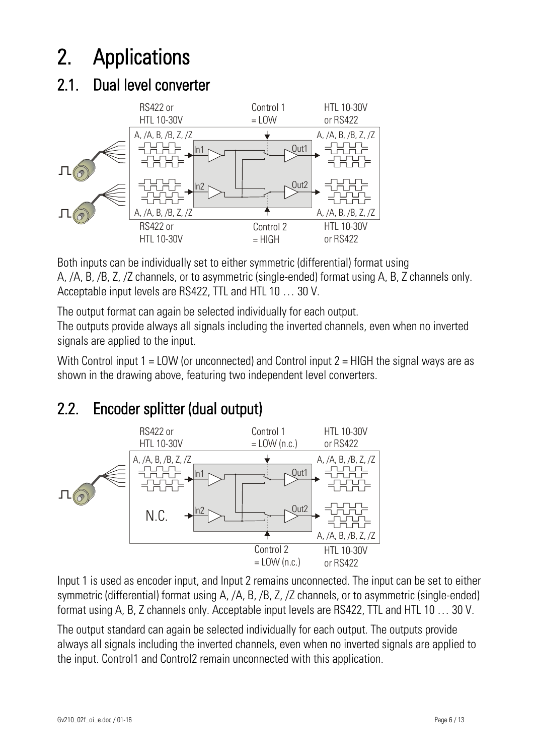# 2. Applications

## 2.1. Dual level converter

Both inputs can be individually set to either symmetric (differential) format using A, /A, B, /B, Z, /Z channels, or to asymmetric (single-ended) format using A, B, Z channels only. Acceptable input levels are RS422, TTL and HTL 10 … 30 V.

The output format can again be selected individually for each output.
The outputs provide always all signals including the inverted channels, even when no inverted signals are applied to the input.

With Control input 1 = LOW (or unconnected) and Control input 2 = HIGH the signal ways are as shown in the drawing above, featuring two independent level converters.

## 2.2. Encoder splitter (dual output)

Input 1 is used as encoder input, and Input 2 remains unconnected. The input can be set to either symmetric (differential) format using A, /A, B, /B, Z, /Z channels, or to asymmetric (single-ended) format using A, B, Z channels only. Acceptable input levels are RS422, TTL and HTL 10 … 30 V.

The output standard can again be selected individually for each output. The outputs provide always all signals including the inverted channels, even when no inverted signals are applied to the input. Control1 and Control2 remain unconnected with this application.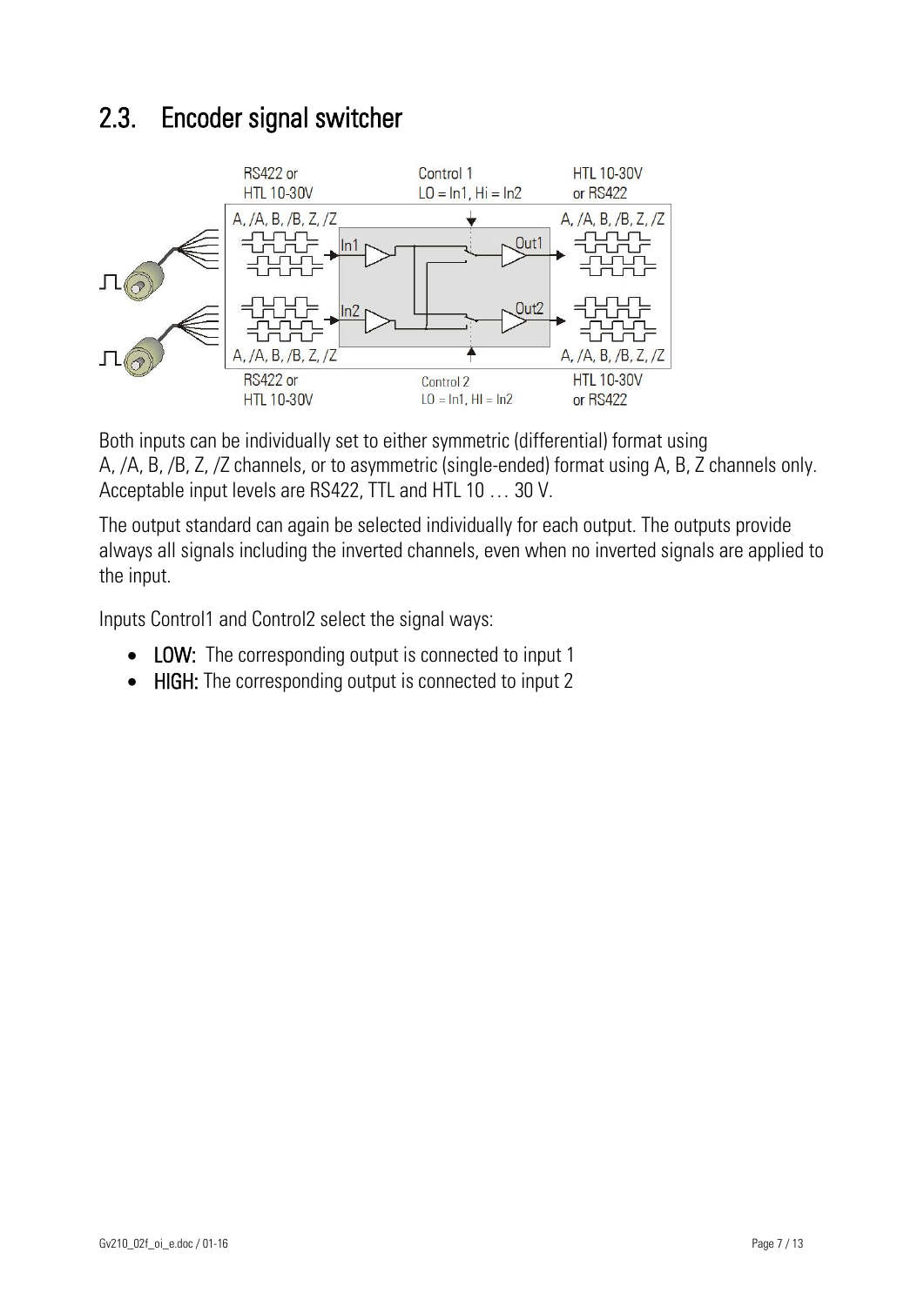## 2.3. Encoder signal switcher

Both inputs can be individually set to either symmetric (differential) format using A, /A, B, /B, Z, /Z channels, or to asymmetric (single-ended) format using A, B, Z channels only. Acceptable input levels are RS422, TTL and HTL 10 … 30 V.

The output standard can again be selected individually for each output. The outputs provide always all signals including the inverted channels, even when no inverted signals are applied to the input.

Inputs Control1 and Control2 select the signal ways:

- **LOW:** The corresponding output is connected to input 1
- **HIGH:** The corresponding output is connected to input 2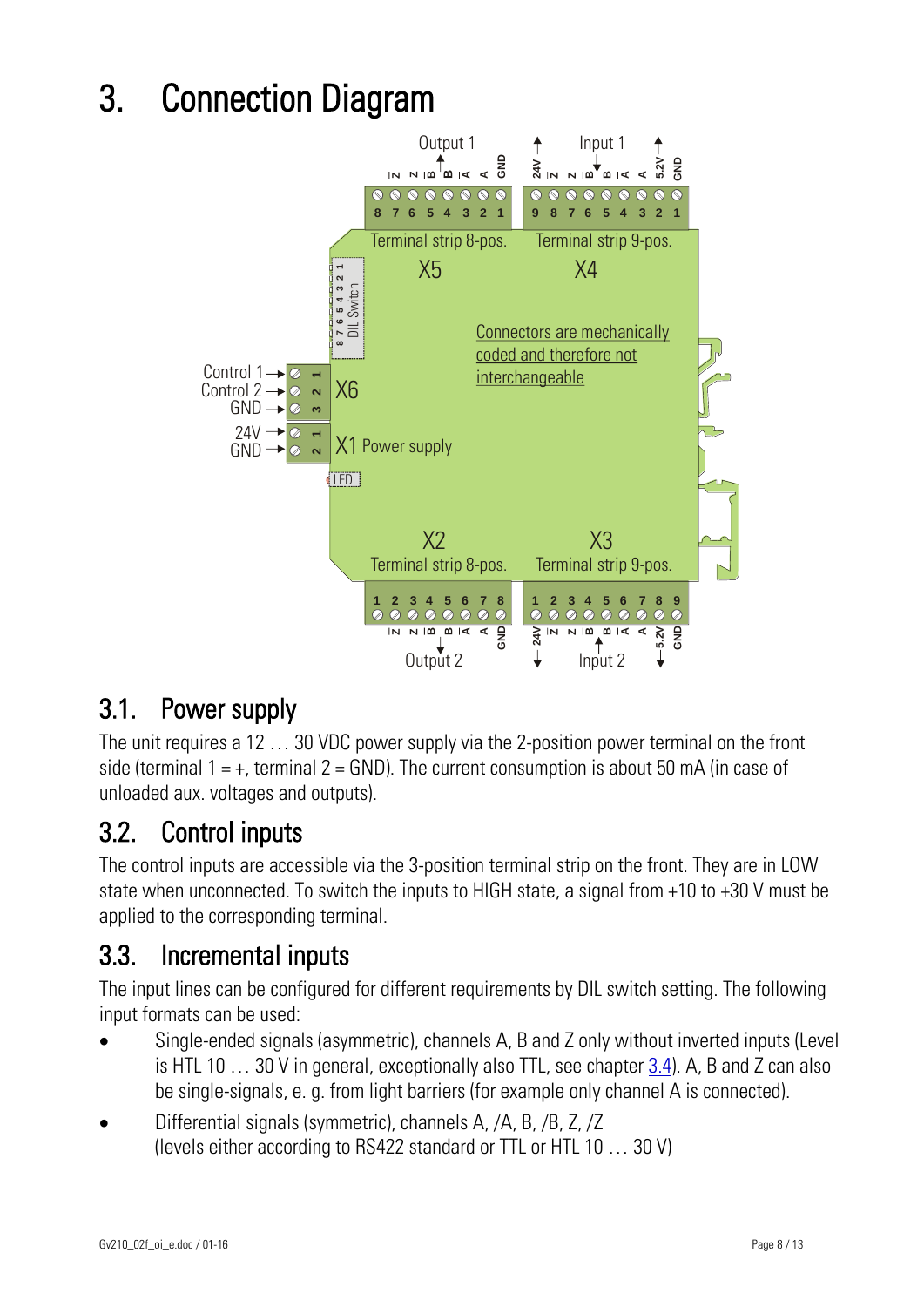# 3. Connection Diagram

## 3.1. Power supply

The unit requires a 12 … 30 VDC power supply via the 2-position power terminal on the front side (terminal 1 = +, terminal 2 = GND). The current consumption is about 50 mA (in case of unloaded aux. voltages and outputs).

## 3.2. Control inputs

The control inputs are accessible via the 3-position terminal strip on the front. They are in LOW state when unconnected. To switch the inputs to HIGH state, a signal from +10 to +30 V must be applied to the corresponding terminal.

## 3.3. Incremental inputs

The input lines can be configured for different requirements by DIL switch setting. The following input formats can be used:

- Single-ended signals (asymmetric), channels A, B and Z only without inverted inputs (Level is HTL 10 … 30 V in general, exceptionally also TTL, see chapter 3.4). A, B and Z can also be single-signals, e. g. from light barriers (for example only channel A is connected).
- Differential signals (symmetric), channels A, /A, B, /B, Z, /Z (levels either according to RS422 standard or TTL or HTL 10 … 30 V)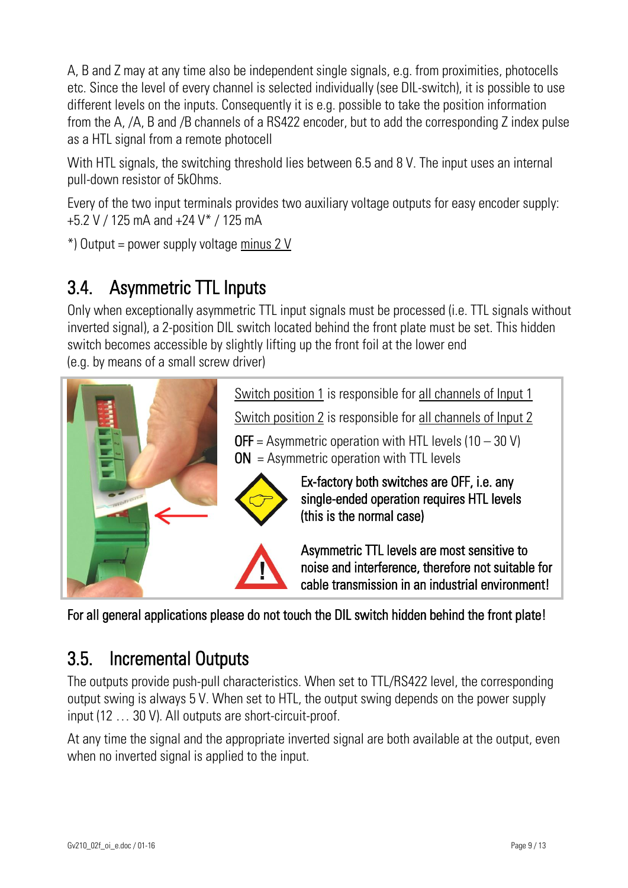A, B and Z may at any time also be independent single signals, e.g. from proximities, photocells etc. Since the level of every channel is selected individually (see DIL-switch), it is possible to use different levels on the inputs. Consequently it is e.g. possible to take the position information from the A, /A, B and /B channels of a RS422 encoder, but to add the corresponding Z index pulse as a HTL signal from a remote photocell

With HTL signals, the switching threshold lies between 6.5 and 8 V. The input uses an internal pull-down resistor of 5kOhms.

Every of the two input terminals provides two auxiliary voltage outputs for easy encoder supply: +5.2 V / 125 mA and +24 V* / 125 mA

*) Output = power supply voltage minus 2 V

## 3.4. Asymmetric TTL Inputs

Only when exceptionally asymmetric TTL input signals must be processed (i.e. TTL signals without inverted signal), a 2-position DIL switch located behind the front plate must be set. This hidden switch becomes accessible by slightly lifting up the front foil at the lower end (e.g. by means of a small screw driver)

Switch position 1 is responsible for all channels of Input 1

Switch position 2 is responsible for all channels of Input 2

**OFF** = Asymmetric operation with HTL levels (10 – 30 V)
**ON** = Asymmetric operation with TTL levels

**Ex-factory both switches are OFF, i.e. any single-ended operation requires HTL levels (this is the normal case)**

**Asymmetric TTL levels are most sensitive to noise and interference, therefore not suitable for cable transmission in an industrial environment!**

**For all general applications please do not touch the DIL switch hidden behind the front plate!**

## 3.5. Incremental Outputs

The outputs provide push-pull characteristics. When set to TTL/RS422 level, the corresponding output swing is always 5 V. When set to HTL, the output swing depends on the power supply input (12 … 30 V). All outputs are short-circuit-proof.

At any time the signal and the appropriate inverted signal are both available at the output, even when no inverted signal is applied to the input.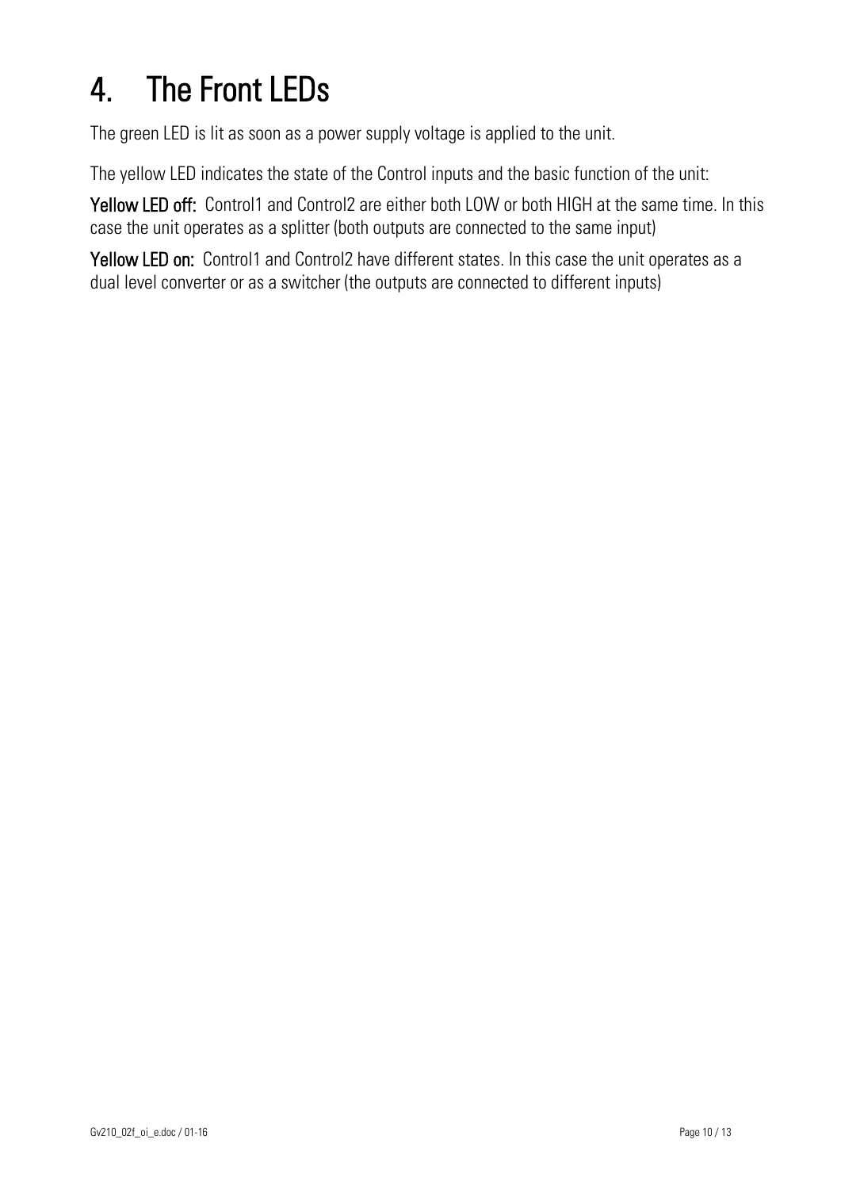# 4. The Front LEDs

The green LED is lit as soon as a power supply voltage is applied to the unit.

The yellow LED indicates the state of the Control inputs and the basic function of the unit:

**Yellow LED off:** Control1 and Control2 are either both LOW or both HIGH at the same time. In this case the unit operates as a splitter (both outputs are connected to the same input)

**Yellow LED on:** Control1 and Control2 have different states. In this case the unit operates as a dual level converter or as a switcher (the outputs are connected to different inputs)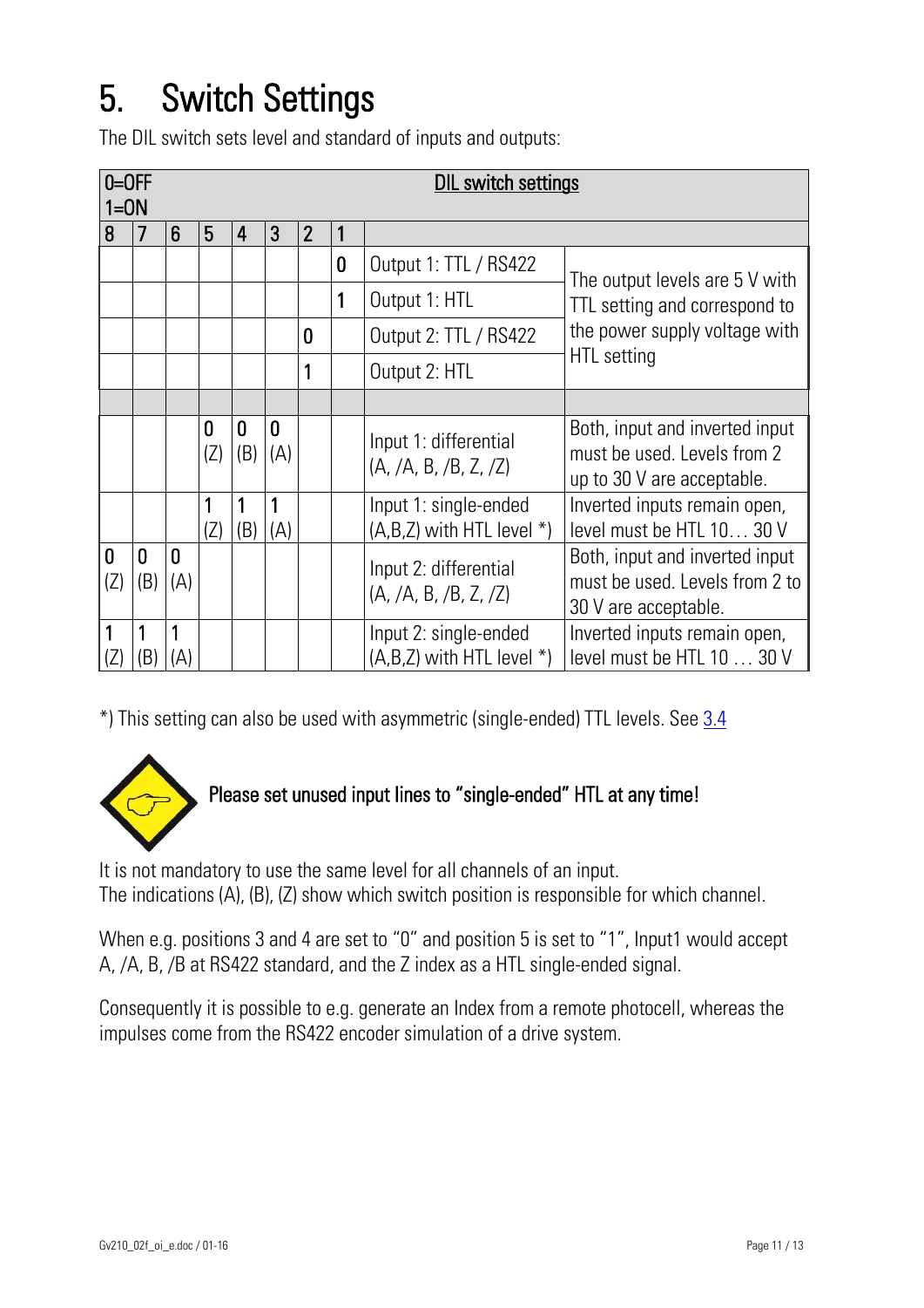# 5. Switch Settings

The DIL switch sets level and standard of inputs and outputs:

| 0=OFF 1=ON | | | | | | | | DIL switch settings | |
|---|---|---|---|---|---|---|---|---|---|
| 8 | 7 | 6 | 5 | 4 | 3 | 2 | 1 | | |
| | | | | | | | 0 | Output 1: TTL / RS422 | The output levels are 5 V with TTL setting and correspond to the power supply voltage with HTL setting |
| | | | | | | | 1 | Output 1: HTL | |
| | | | | | | 0 | | Output 2: TTL / RS422 | |
| | | | | | | 1 | | Output 2: HTL | |
| | | | | | | | | | |
| | | | 0 (Z) | 0 (B) | 0 (A) | | | Input 1: differential (A, /A, B, /B, Z, /Z) | Both, input and inverted input must be used. Levels from 2 up to 30 V are acceptable. |
| | | | 1 (Z) | 1 (B) | 1 (A) | | | Input 1: single-ended (A,B,Z) with HTL level *) | Inverted inputs remain open, level must be HTL 10… 30 V |
| 0 (Z) | 0 (B) | 0 (A) | | | | | | Input 2: differential (A, /A, B, /B, Z, /Z) | Both, input and inverted input must be used. Levels from 2 to 30 V are acceptable. |
| 1 (Z) | 1 (B) | 1 (A) | | | | | | Input 2: single-ended (A,B,Z) with HTL level *) | Inverted inputs remain open, level must be HTL 10 … 30 V |

*) This setting can also be used with asymmetric (single-ended) TTL levels. See 3.4

Please set unused input lines to "single-ended" HTL at any time!

It is not mandatory to use the same level for all channels of an input.
The indications (A), (B), (Z) show which switch position is responsible for which channel.

When e.g. positions 3 and 4 are set to "0" and position 5 is set to "1", Input1 would accept A, /A, B, /B at RS422 standard, and the Z index as a HTL single-ended signal.

Consequently it is possible to e.g. generate an Index from a remote photocell, whereas the impulses come from the RS422 encoder simulation of a drive system.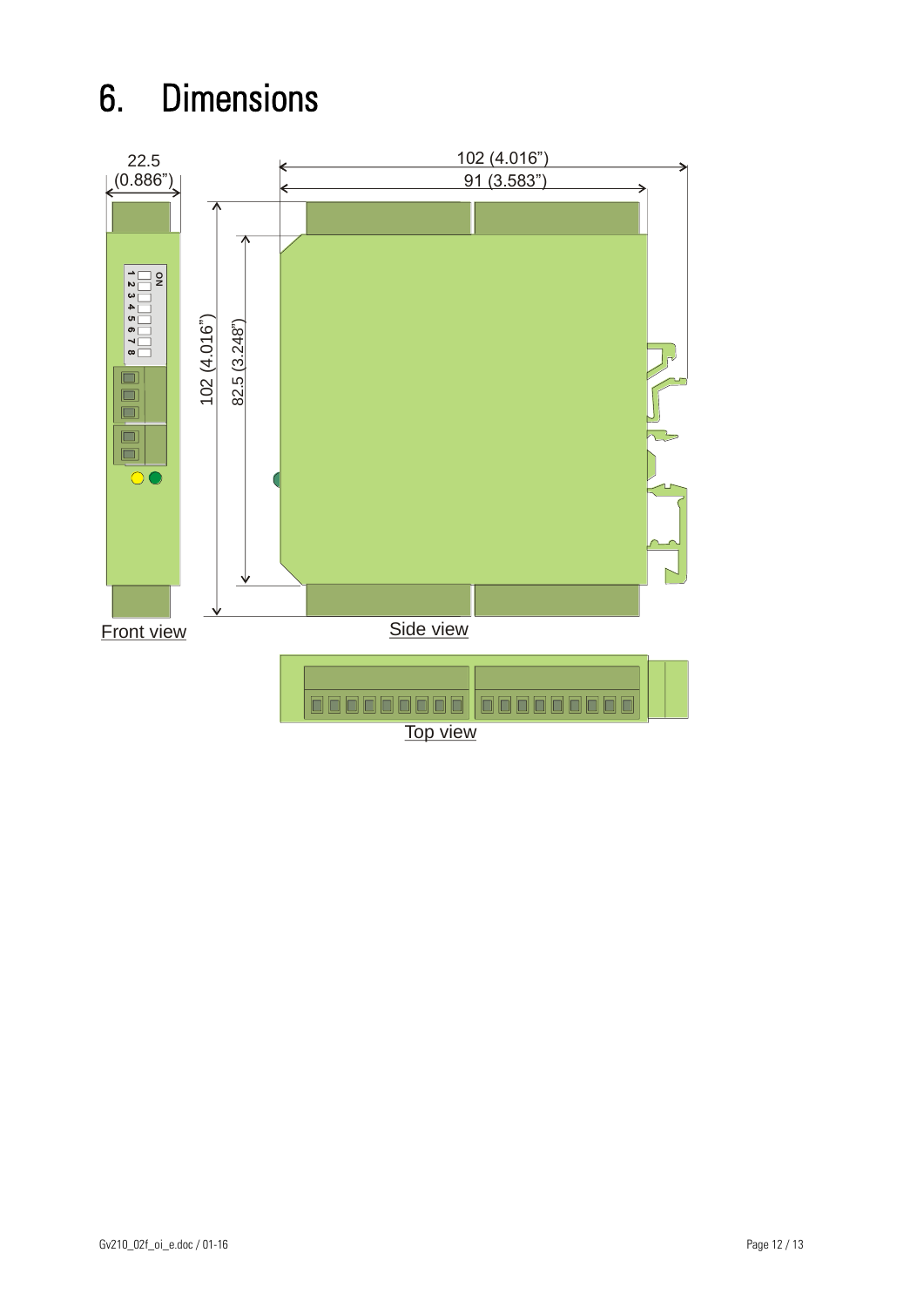# 6. Dimensions

22.5 (0.886")

102 (4.016")

91 (3.583")

102 (4.016")

82.5 (3.248")

Front view

Side view

Top view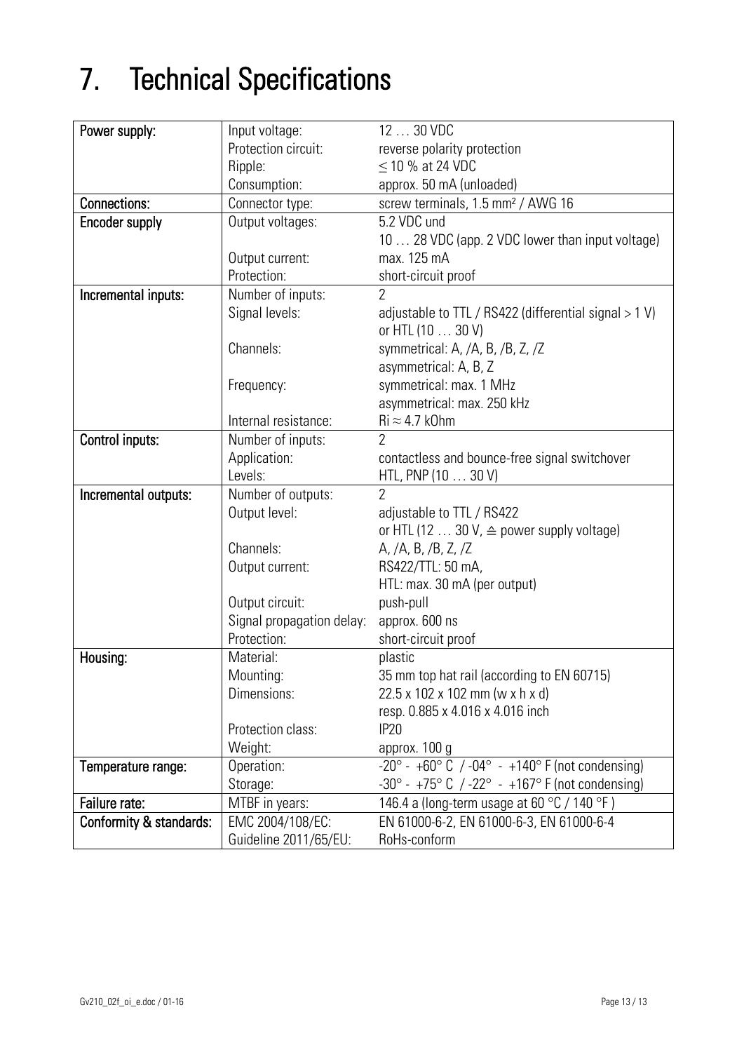# 7. Technical Specifications

| | | |
|---|---|---|
| **Power supply:** | Input voltage: | 12 … 30 VDC |
| | Protection circuit: | reverse polarity protection |
| | Ripple: | ≤ 10 % at 24 VDC |
| | Consumption: | approx. 50 mA (unloaded) |
| **Connections:** | Connector type: | screw terminals, 1.5 mm² / AWG 16 |
| **Encoder supply** | Output voltages: | 5.2 VDC und<br>10 … 28 VDC (app. 2 VDC lower than input voltage) |
| | Output current: | max. 125 mA |
| | Protection: | short-circuit proof |
| **Incremental inputs:** | Number of inputs: | 2 |
| | Signal levels: | adjustable to TTL / RS422 (differential signal > 1 V)<br>or HTL (10 … 30 V) |
| | Channels: | symmetrical: A, /A, B, /B, Z, /Z<br>asymmetrical: A, B, Z |
| | Frequency: | symmetrical: max. 1 MHz<br>asymmetrical: max. 250 kHz |
| | Internal resistance: | Ri ≈ 4.7 kOhm |
| **Control inputs:** | Number of inputs: | 2 |
| | Application: | contactless and bounce-free signal switchover |
| | Levels: | HTL, PNP (10 … 30 V) |
| **Incremental outputs:** | Number of outputs: | 2 |
| | Output level: | adjustable to TTL / RS422<br>or HTL (12 … 30 V, ≙ power supply voltage) |
| | Channels: | A, /A, B, /B, Z, /Z |
| | Output current: | RS422/TTL: 50 mA,<br>HTL: max. 30 mA (per output) |
| | Output circuit: | push-pull |
| | Signal propagation delay: | approx. 600 ns |
| | Protection: | short-circuit proof |
| **Housing:** | Material: | plastic |
| | Mounting: | 35 mm top hat rail (according to EN 60715) |
| | Dimensions: | 22.5 x 102 x 102 mm (w x h x d)<br>resp. 0.885 x 4.016 x 4.016 inch |
| | Protection class: | IP20 |
| | Weight: | approx. 100 g |
| **Temperature range:** | Operation: | -20° - +60° C / -04° - +140° F (not condensing) |
| | Storage: | -30° - +75° C / -22° - +167° F (not condensing) |
| **Failure rate:** | MTBF in years: | 146.4 a (long-term usage at 60 °C / 140 °F ) |
| **Conformity & standards:** | EMC 2004/108/EC: | EN 61000-6-2, EN 61000-6-3, EN 61000-6-4 |
| | Guideline 2011/65/EU: | RoHs-conform |